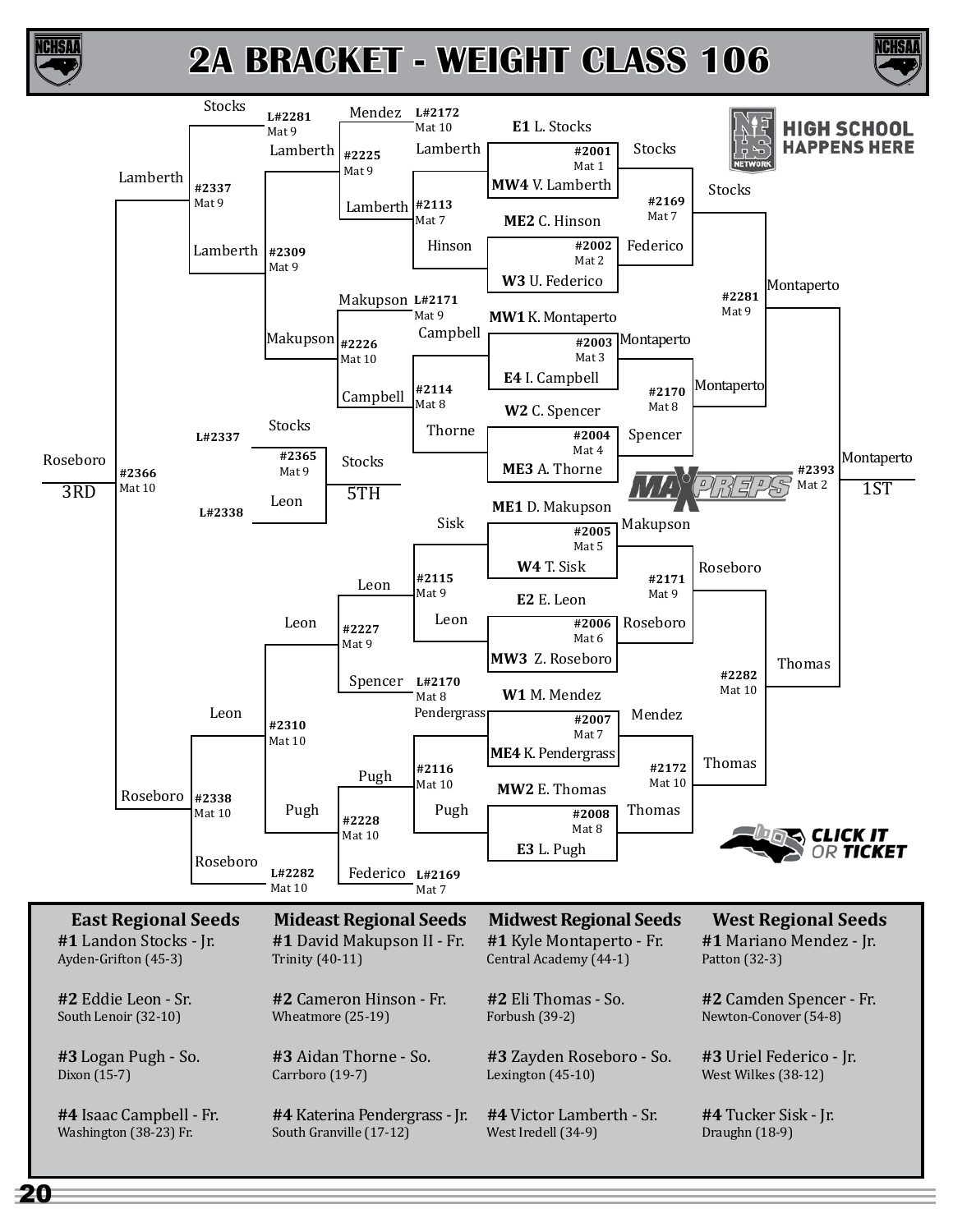# 2A BRACKET - WEIGHT CLASS 106

E1 L. Stocks
#2001
Mat 1
MW4 V. Lamberth

ME2 C. Hinson
#2002
Mat 2
W3 U. Federico

MW1 K. Montaperto
#2003
Mat 3
E4 I. Campbell

W2 C. Spencer
#2004
Mat 4
ME3 A. Thorne

ME1 D. Makupson
#2005
Mat 5
W4 T. Sisk

E2 E. Leon
#2006
Mat 6
MW3 Z. Roseboro

W1 M. Mendez
#2007
Mat 7
ME4 K. Pendergrass

MW2 E. Thomas
#2008
Mat 8
E3 L. Pugh

Stocks
Federico
#2169
Mat 7
Stocks

Montaperto
Spencer
#2170
Mat 8
Montaperto

Makupson
Roseboro
#2171
Mat 9
Roseboro

Mendez
Thomas
#2172
Mat 10
Thomas

#2281
Mat 9
Montaperto

#2282
Mat 10
Thomas

#2393
Mat 2
Montaperto
1ST

Mendez
L#2172
Mat 10
Lamberth
#2225
Mat 9
Lamberth

Lamberth
Hinson
#2113
Mat 7
Lamberth

Makupson
L#2171
Mat 9
Campbell
#2226
Mat 10
Makupson

Campbell
Thorne
#2114
Mat 8
Campbell

Sisk
Leon
#2115
Mat 9
Leon

Leon
Spencer
L#2170
Mat 8
#2227
Mat 9
Leon

Pendergrass
Pugh
#2116
Mat 10
Pugh

Pugh
Federico
L#2169
Mat 7
#2228
Mat 10
Pugh

Stocks
L#2281
Mat 9
Lamberth
#2337
Mat 9
Lamberth

Lamberth
Makupson
#2309
Mat 9
Lamberth

Leon
Pugh
#2310
Mat 10
Leon

Roseboro
L#2282
Mat 10
#2338
Mat 10
Roseboro

Lamberth
Roseboro
#2366
Mat 10
Roseboro
3RD

L#2337
Stocks
L#2338
Leon
#2365
Mat 9
Stocks
5TH

| East Regional Seeds | Mideast Regional Seeds | Midwest Regional Seeds | West Regional Seeds |
|---|---|---|---|
| **#1** Landon Stocks - Jr.<br>Ayden-Grifton (45-3) | **#1** David Makupson II - Fr.<br>Trinity (40-11) | **#1** Kyle Montaperto - Fr.<br>Central Academy (44-1) | **#1** Mariano Mendez - Jr.<br>Patton (32-3) |
| **#2** Eddie Leon - Sr.<br>South Lenoir (32-10) | **#2** Cameron Hinson - Fr.<br>Wheatmore (25-19) | **#2** Eli Thomas - So.<br>Forbush (39-2) | **#2** Camden Spencer - Fr.<br>Newton-Conover (54-8) |
| **#3** Logan Pugh - So.<br>Dixon (15-7) | **#3** Aidan Thorne - So.<br>Carrboro (19-7) | **#3** Zayden Roseboro - So.<br>Lexington (45-10) | **#3** Uriel Federico - Jr.<br>West Wilkes (38-12) |
| **#4** Isaac Campbell - Fr.<br>Washington (38-23) Fr. | **#4** Katerina Pendergrass - Jr.<br>South Granville (17-12) | **#4** Victor Lamberth - Sr.<br>West Iredell (34-9) | **#4** Tucker Sisk - Jr.<br>Draughn (18-9) |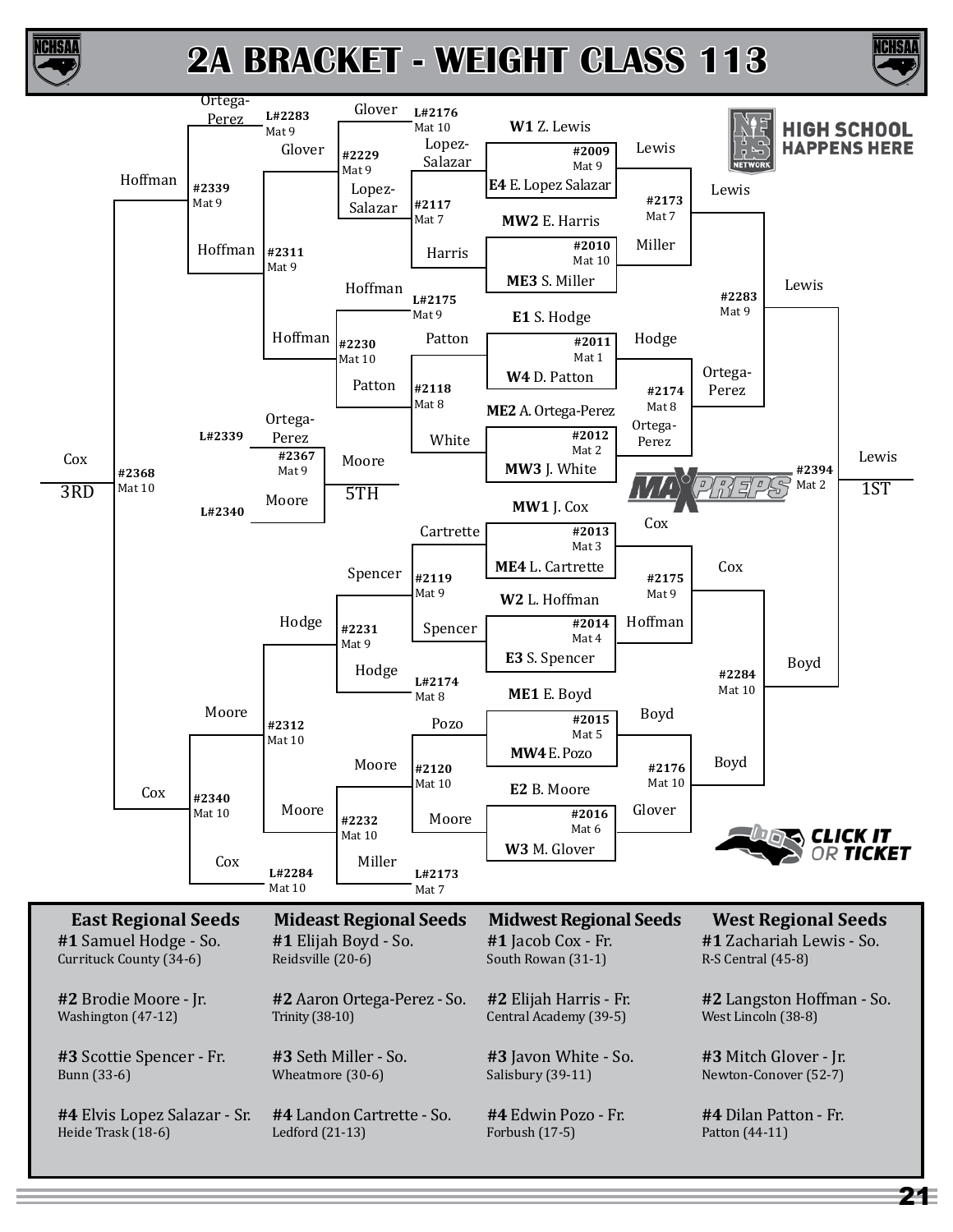# 2A BRACKET - WEIGHT CLASS 113

**W1** Z. Lewis
#2009 Mat 9
**E4** E. Lopez Salazar

**MW2** E. Harris
#2010 Mat 10
**ME3** S. Miller

**E1** S. Hodge
#2011 Mat 1
**W4** D. Patton

**ME2** A. Ortega-Perez
#2012 Mat 2
**MW3** J. White

**MW1** J. Cox
#2013 Mat 3
**ME4** L. Cartrette

**W2** L. Hoffman
#2014 Mat 4
**E3** S. Spencer

**ME1** E. Boyd
#2015 Mat 5
**MW4** E. Pozo

**E2** B. Moore
#2016 Mat 6
**W3** M. Glover

#2173 Mat 7: Lewis, Miller → Lewis
#2174 Mat 8: Hodge, Ortega-Perez → Ortega-Perez
#2175 Mat 9: Cox, Hoffman → Cox
#2176 Mat 10: Boyd, Glover → Boyd

#2283 Mat 9: Lewis, Ortega-Perez → Lewis
#2284 Mat 10: Cox, Boyd → Boyd

#2394 Mat 2: Lewis, Boyd → Lewis **1ST**

#2117 Mat 7: Lopez-Salazar, Harris → Lopez-Salazar
#2118 Mat 8: Patton, White → Patton
#2119 Mat 9: Cartrette, Spencer → Spencer
#2120 Mat 10: Pozo, Moore → Moore

#2229 Mat 9: Glover (L#2176 Mat 10), Lopez-Salazar → Glover
#2230 Mat 10: Hoffman (L#2175 Mat 9), Patton → Hoffman
#2231 Mat 9: Spencer, Hodge (L#2174 Mat 8) → Hodge
#2232 Mat 10: Moore, Miller (L#2173 Mat 7) → Moore

#2311 Mat 9: Glover, Hoffman → Hoffman
#2312 Mat 10: Hodge, Moore → Moore

#2339 Mat 9: Ortega-Perez (L#2283 Mat 9), Hoffman → Hoffman
#2340 Mat 10: Moore, Cox (L#2284 Mat 10) → Cox

#2368 Mat 10: Hoffman, Cox → Cox **3RD**

#2367 Mat 9: Ortega-Perez (L#2339), Moore (L#2340) → Moore **5TH**

| East Regional Seeds | Mideast Regional Seeds | Midwest Regional Seeds | West Regional Seeds |
|---|---|---|---|
| **#1** Samuel Hodge - So.<br>Currituck County (34-6) | **#1** Elijah Boyd - So.<br>Reidsville (20-6) | **#1** Jacob Cox - Fr.<br>South Rowan (31-1) | **#1** Zachariah Lewis - So.<br>R-S Central (45-8) |
| **#2** Brodie Moore - Jr.<br>Washington (47-12) | **#2** Aaron Ortega-Perez - So.<br>Trinity (38-10) | **#2** Elijah Harris - Fr.<br>Central Academy (39-5) | **#2** Langston Hoffman - So.<br>West Lincoln (38-8) |
| **#3** Scottie Spencer - Fr.<br>Bunn (33-6) | **#3** Seth Miller - So.<br>Wheatmore (30-6) | **#3** Javon White - So.<br>Salisbury (39-11) | **#3** Mitch Glover - Jr.<br>Newton-Conover (52-7) |
| **#4** Elvis Lopez Salazar - Sr.<br>Heide Trask (18-6) | **#4** Landon Cartrette - So.<br>Ledford (21-13) | **#4** Edwin Pozo - Fr.<br>Forbush (17-5) | **#4** Dilan Patton - Fr.<br>Patton (44-11) |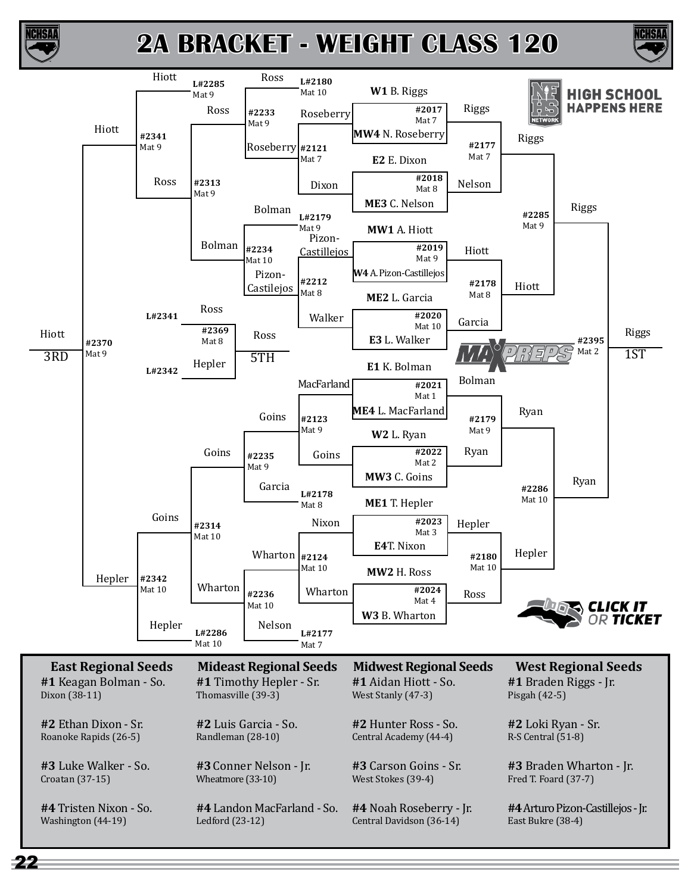# 2A BRACKET - WEIGHT CLASS 120

W1 B. Riggs
#2017 Mat 7
MW4 N. Roseberry

E2 E. Dixon
#2018 Mat 8
ME3 C. Nelson

MW1 A. Hiott
#2019 Mat 9
W4 A. Pizon-Castillejos

ME2 L. Garcia
#2020 Mat 10
E3 L. Walker

E1 K. Bolman
#2021 Mat 1
ME4 L. MacFarland

W2 L. Ryan
#2022 Mat 2
MW3 C. Goins

ME1 T. Hepler
#2023 Mat 3
E4 T. Nixon

MW2 H. Ross
#2024 Mat 4
W3 B. Wharton

#2177 Mat 7: Riggs, Nelson → Riggs
#2178 Mat 8: Hiott, Garcia → Hiott
#2179 Mat 9: Bolman, Ryan → Ryan
#2180 Mat 10: Hepler, Ross → Hepler

#2285 Mat 9: Riggs, Hiott → Riggs
#2286 Mat 10: Ryan, Hepler → Ryan

#2395 Mat 2: Riggs, Ryan → Riggs 1ST

#2121 Mat 7: Roseberry, Dixon → Roseberry
#2212 Mat 8: Pizon-Castillejos, Walker → Pizon-Castilejos
#2123 Mat 9: MacFarland, Goins → Goins
#2124 Mat 10: Nixon, Wharton → Wharton

#2233 Mat 9: L#2180 Ross, Roseberry → Ross
#2234 Mat 10: L#2179 Bolman, Pizon-Castilejos → Bolman
#2235 Mat 9: Goins, L#2178 Garcia → Goins
#2236 Mat 10: Wharton, L#2177 Nelson → Wharton

#2313 Mat 9: Ross, Bolman → Ross
#2314 Mat 10: Goins, Wharton → Goins

#2341 Mat 9: L#2285 Hiott, Ross → Hiott
#2342 Mat 10: Goins, L#2286 Hepler → Hepler

#2370 Mat 9: Hiott, Hepler → Hiott 3RD

#2369 Mat 8: L#2341 Ross, L#2342 Hepler → Ross 5TH

| East Regional Seeds | Mideast Regional Seeds | Midwest Regional Seeds | West Regional Seeds |
|---|---|---|---|
| **#1** Keagan Bolman - So.<br>Dixon (38-11) | **#1** Timothy Hepler - Sr.<br>Thomasville (39-3) | **#1** Aidan Hiott - So.<br>West Stanly (47-3) | **#1** Braden Riggs - Jr.<br>Pisgah (42-5) |
| **#2** Ethan Dixon - Sr.<br>Roanoke Rapids (26-5) | **#2** Luis Garcia - So.<br>Randleman (28-10) | **#2** Hunter Ross - So.<br>Central Academy (44-4) | **#2** Loki Ryan - Sr.<br>R-S Central (51-8) |
| **#3** Luke Walker - So.<br>Croatan (37-15) | **#3** Conner Nelson - Jr.<br>Wheatmore (33-10) | **#3** Carson Goins - Sr.<br>West Stokes (39-4) | **#3** Braden Wharton - Jr.<br>Fred T. Foard (37-7) |
| **#4** Tristen Nixon - So.<br>Washington (44-19) | **#4** Landon MacFarland - So.<br>Ledford (23-12) | **#4** Noah Roseberry - Jr.<br>Central Davidson (36-14) | **#4** Arturo Pizon-Castillejos - Jr.<br>East Bukre (38-4) |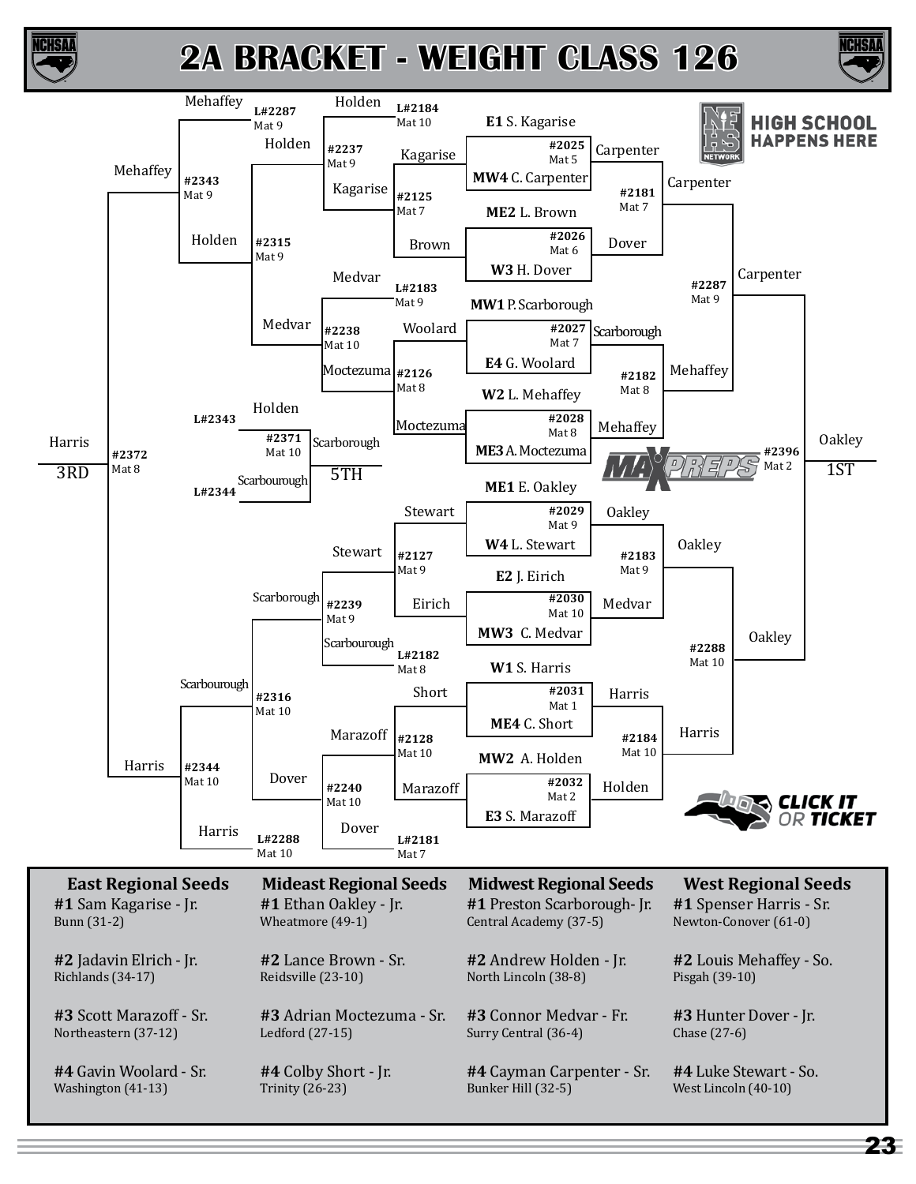# 2A BRACKET - WEIGHT CLASS 126

## First Round

| Match | Mat | Wrestler 1 | Wrestler 2 | Winner |
|---|---|---|---|---|
| #2025 | Mat 5 | E1 S. Kagarise | MW4 C. Carpenter | Carpenter |
| #2026 | Mat 6 | ME2 L. Brown | W3 H. Dover | Dover |
| #2027 | Mat 7 | MW1 P. Scarborough | E4 G. Woolard | Scarborough |
| #2028 | Mat 8 | W2 L. Mehaffey | ME3 A. Moctezuma | Mehaffey |
| #2029 | Mat 9 | ME1 E. Oakley | W4 L. Stewart | Oakley |
| #2030 | Mat 10 | E2 J. Eirich | MW3 C. Medvar | Medvar |
| #2031 | Mat 1 | W1 S. Harris | ME4 C. Short | Harris |
| #2032 | Mat 2 | MW2 A. Holden | E3 S. Marazoff | Holden |

## Quarterfinals

| Match | Mat | Wrestler 1 | Wrestler 2 | Winner |
|---|---|---|---|---|
| #2181 | Mat 7 | Carpenter | Dover | Carpenter |
| #2182 | Mat 8 | Scarborough | Mehaffey | Mehaffey |
| #2183 | Mat 9 | Oakley | Medvar | Oakley |
| #2184 | Mat 10 | Harris | Holden | Harris |

## Semifinals

| Match | Mat | Wrestler 1 | Wrestler 2 | Winner |
|---|---|---|---|---|
| #2287 | Mat 9 | Carpenter | Mehaffey | Carpenter |
| #2288 | Mat 10 | Oakley | Harris | Oakley |

## Championship

| Match | Mat | Wrestler 1 | Wrestler 2 | Winner |
|---|---|---|---|---|
| #2396 | Mat 2 | Carpenter | Oakley | Oakley (1ST) |

## Consolation Bracket

| Match | Mat | Wrestler 1 | Wrestler 2 | Winner |
|---|---|---|---|---|
| #2125 | Mat 7 | Kagarise | Brown | Kagarise |
| #2126 | Mat 8 | Woolard | Moctezuma | Moctezuma |
| #2127 | Mat 9 | Stewart | Eirich | Stewart |
| #2128 | Mat 10 | Short | Marazoff | Marazoff |
| #2237 | Mat 9 | Holden (L#2184, Mat 10) | Kagarise | Holden |
| #2238 | Mat 10 | Medvar (L#2183, Mat 9) | Moctezuma | Medvar |
| #2239 | Mat 9 | Stewart | Scarbourough (L#2182, Mat 8) | Scarborough |
| #2240 | Mat 10 | Marazoff | Dover (L#2181, Mat 7) | Dover |
| #2315 | Mat 9 | Holden | Medvar | Medvar |
| #2316 | Mat 10 | Scarborough | Dover | Scarbourough |
| #2343 | Mat 9 | Mehaffey (L#2287, Mat 9) | Holden | Mehaffey |
| #2344 | Mat 10 | Scarbourough | Harris (L#2288, Mat 10) | Harris |
| #2371 | Mat 10 | Holden (L#2343) | Scarbourough (L#2344) | Scarborough (5TH) |
| #2372 | Mat 8 | Mehaffey | Harris | Harris (3RD) |

## East Regional Seeds
**#1** Sam Kagarise - Jr.
Bunn (31-2)

**#2** Jadavin Elrich - Jr.
Richlands (34-17)

**#3** Scott Marazoff - Sr.
Northeastern (37-12)

**#4** Gavin Woolard - Sr.
Washington (41-13)

## Mideast Regional Seeds
**#1** Ethan Oakley - Jr.
Wheatmore (49-1)

**#2** Lance Brown - Sr.
Reidsville (23-10)

**#3** Adrian Moctezuma - Sr.
Ledford (27-15)

**#4** Colby Short - Jr.
Trinity (26-23)

## Midwest Regional Seeds
**#1** Preston Scarborough- Jr.
Central Academy (37-5)

**#2** Andrew Holden - Jr.
North Lincoln (38-8)

**#3** Connor Medvar - Fr.
Surry Central (36-4)

**#4** Cayman Carpenter - Sr.
Bunker Hill (32-5)

## West Regional Seeds
**#1** Spenser Harris - Sr.
Newton-Conover (61-0)

**#2** Louis Mehaffey - So.
Pisgah (39-10)

**#3** Hunter Dover - Jr.
Chase (27-6)

**#4** Luke Stewart - So.
West Lincoln (40-10)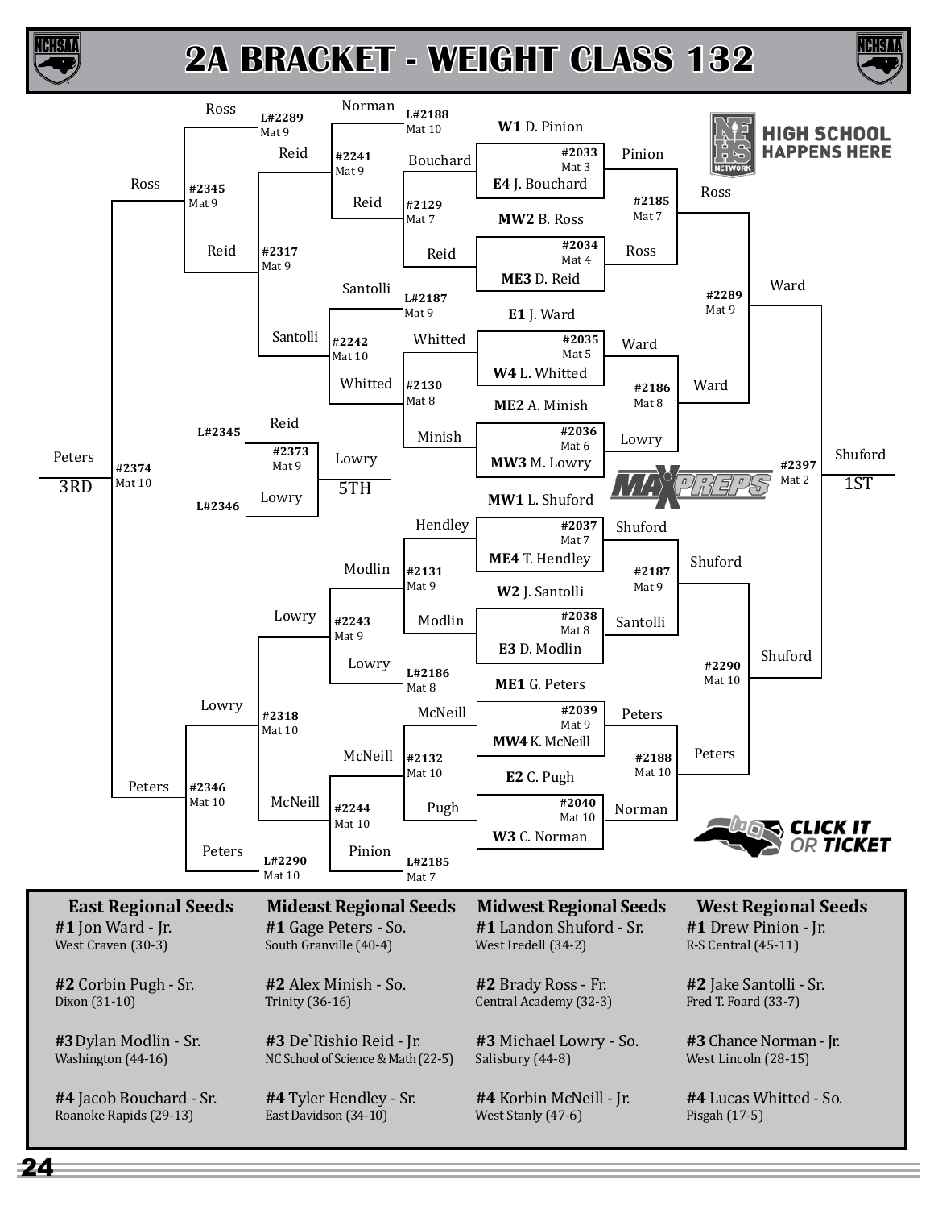# 2A BRACKET - WEIGHT CLASS 132

**Championship bracket – first round**

W1 D. Pinion vs. E4 J. Bouchard — #2033 Mat 3 — Bouchard

MW2 B. Ross vs. ME3 D. Reid — #2034 Mat 4 — Ross

E1 J. Ward vs. W4 L. Whitted — #2035 Mat 5 — Whitted

ME2 A. Minish vs. MW3 M. Lowry — #2036 Mat 6 — Minish

MW1 L. Shuford vs. ME4 T. Hendley — #2037 Mat 7 — Hendley

W2 J. Santolli vs. E3 D. Modlin — #2038 Mat 8 — Modlin

ME1 G. Peters vs. MW4 K. McNeill — #2039 Mat 9 — McNeill

E2 C. Pugh vs. W3 C. Norman — #2040 Mat 10 — Pugh

**Championship bracket – quarterfinals**

Pinion vs. Ross — #2185 Mat 7 — Ross

Ward vs. Lowry — #2186 Mat 8 — Ward

Shuford vs. Santolli — #2187 Mat 9 — Shuford

Peters vs. Norman — #2188 Mat 10 — Peters

**Championship bracket – semifinals**

Ross vs. Ward — #2289 Mat 9 — Ward

Shuford vs. Peters — #2290 Mat 10 — Shuford

**Final**

Ward vs. Shuford — #2397 Mat 2 — Shuford 1ST

**Consolation bracket**

Bouchard vs. Reid — #2129 Mat 7 — Reid

Whitted vs. Minish — #2130 Mat 8 — Whitted

Hendley vs. Modlin — #2131 Mat 9 — Modlin

McNeill vs. Pugh — #2132 Mat 10 — McNeill

Norman (L#2188 Mat 10) vs. Reid — #2241 Mat 9 — Reid

Santolli (L#2187 Mat 9) vs. Whitted — #2242 Mat 10 — Santolli

Modlin vs. Lowry (L#2186 Mat 8) — #2243 Mat 9 — Lowry

McNeill vs. Pinion (L#2185 Mat 7) — #2244 Mat 10 — McNeill

Reid vs. Santolli — #2317 Mat 9 — Reid

Lowry vs. McNeill — #2318 Mat 10 — Lowry

Ross (L#2289 Mat 9) vs. Reid — #2345 Mat 9 — Ross

Lowry vs. Peters (L#2290 Mat 10) — #2346 Mat 10 — Peters

Ross vs. Peters — #2374 Mat 10 — Peters 3RD

Reid (L#2345) vs. Lowry (L#2346) — #2373 Mat 9 — Lowry 5TH

| East Regional Seeds | Mideast Regional Seeds | Midwest Regional Seeds | West Regional Seeds |
|---|---|---|---|
| **#1** Jon Ward - Jr.<br>West Craven (30-3) | **#1** Gage Peters - So.<br>South Granville (40-4) | **#1** Landon Shuford - Sr.<br>West Iredell (34-2) | **#1** Drew Pinion - Jr.<br>R-S Central (45-11) |
| **#2** Corbin Pugh - Sr.<br>Dixon (31-10) | **#2** Alex Minish - So.<br>Trinity (36-16) | **#2** Brady Ross - Fr.<br>Central Academy (32-3) | **#2** Jake Santolli - Sr.<br>Fred T. Foard (33-7) |
| **#3** Dylan Modlin - Sr.<br>Washington (44-16) | **#3** De`Rishio Reid - Jr.<br>NC School of Science & Math (22-5) | **#3** Michael Lowry - So.<br>Salisbury (44-8) | **#3** Chance Norman - Jr.<br>West Lincoln (28-15) |
| **#4** Jacob Bouchard - Sr.<br>Roanoke Rapids (29-13) | **#4** Tyler Hendley - Sr.<br>East Davidson (34-10) | **#4** Korbin McNeill - Jr.<br>West Stanly (47-6) | **#4** Lucas Whitted - So.<br>Pisgah (17-5) |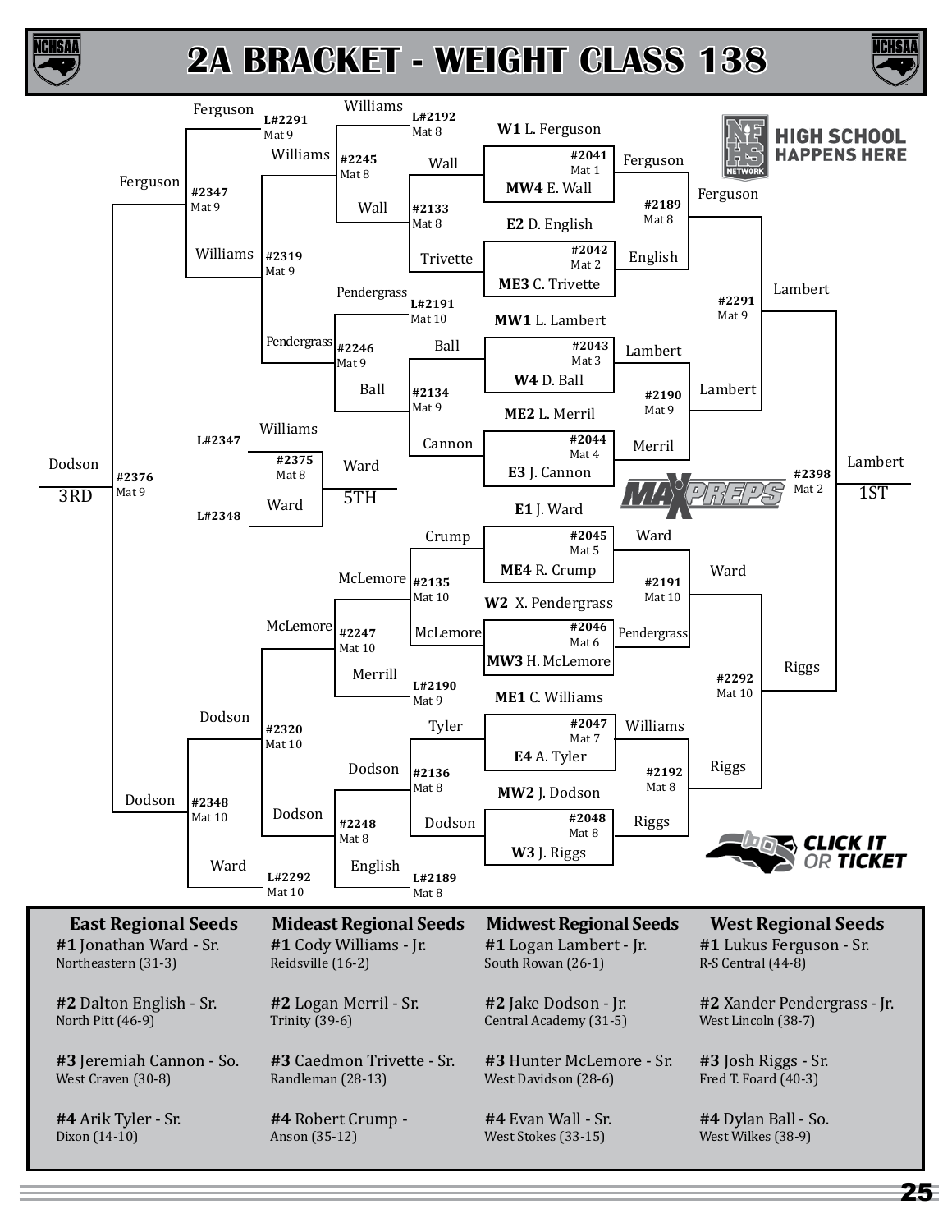# 2A BRACKET - WEIGHT CLASS 138

**W1** L. Ferguson
#2041 Mat 1
**MW4** E. Wall

**E2** D. English
#2042 Mat 2
**ME3** C. Trivette

**MW1** L. Lambert
#2043 Mat 3
**W4** D. Ball

**ME2** L. Merril
#2044 Mat 4
**E3** J. Cannon

**E1** J. Ward
#2045 Mat 5
**ME4** R. Crump

**W2** X. Pendergrass
#2046 Mat 6
**MW3** H. McLemore

**ME1** C. Williams
#2047 Mat 7
**E4** A. Tyler

**MW2** J. Dodson
#2048 Mat 8
**W3** J. Riggs

Ferguson
#2189 Mat 8
English

Ferguson
#2291 Mat 9
Lambert

Lambert
#2190 Mat 9
Merril

Lambert
#2398 Mat 2
Riggs

Lambert
1ST

Ward
#2191 Mat 10
Pendergrass

Ward
#2292 Mat 10
Riggs

Williams
#2192 Mat 8
Riggs

Williams
L#2192 Mat 8
Williams
#2245 Mat 8
Wall

Wall
#2133 Mat 8
Trivette

Ferguson
L#2291 Mat 9
Ferguson
#2347 Mat 9
Williams

Williams
#2319 Mat 9
Pendergrass

Pendergrass
L#2191 Mat 10
Pendergrass
#2246 Mat 9
Ball

Ball
#2134 Mat 9
Cannon

Williams
L#2347
#2375 Mat 8
Ward
L#2348

Ward
5TH

Ferguson
#2376 Mat 9
Dodson

Dodson
3RD

Crump
#2135 Mat 10
McLemore

McLemore
#2247 Mat 10
Merrill
L#2190 Mat 9

McLemore
#2320 Mat 10
Dodson

Tyler
#2136 Mat 8
Dodson

Dodson
#2248 Mat 8
English
L#2189 Mat 8

Dodson
#2348 Mat 10
Ward
L#2292 Mat 10

| East Regional Seeds | Mideast Regional Seeds | Midwest Regional Seeds | West Regional Seeds |
|---|---|---|---|
| **#1** Jonathan Ward - Sr. Northeastern (31-3) | **#1** Cody Williams - Jr. Reidsville (16-2) | **#1** Logan Lambert - Jr. South Rowan (26-1) | **#1** Lukus Ferguson - Sr. R-S Central (44-8) |
| **#2** Dalton English - Sr. North Pitt (46-9) | **#2** Logan Merril - Sr. Trinity (39-6) | **#2** Jake Dodson - Jr. Central Academy (31-5) | **#2** Xander Pendergrass - Jr. West Lincoln (38-7) |
| **#3** Jeremiah Cannon - So. West Craven (30-8) | **#3** Caedmon Trivette - Sr. Randleman (28-13) | **#3** Hunter McLemore - Sr. West Davidson (28-6) | **#3** Josh Riggs - Sr. Fred T. Foard (40-3) |
| **#4** Arik Tyler - Sr. Dixon (14-10) | **#4** Robert Crump - Anson (35-12) | **#4** Evan Wall - Sr. West Stokes (33-15) | **#4** Dylan Ball - So. West Wilkes (38-9) |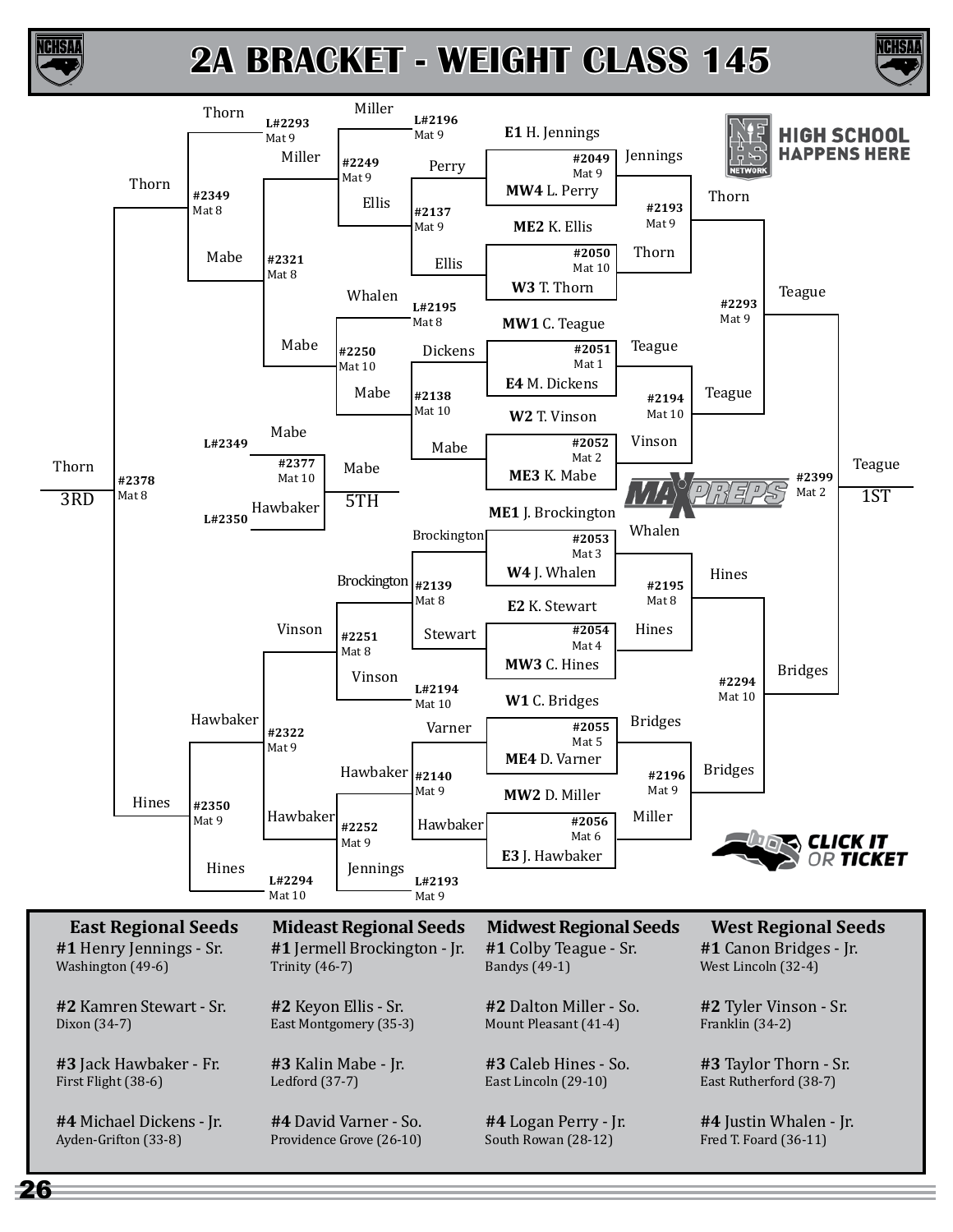# 2A BRACKET - WEIGHT CLASS 145

**E1** H. Jennings
**MW4** L. Perry
#2049 Mat 9

**ME2** K. Ellis
**W3** T. Thorn
#2050 Mat 10

**MW1** C. Teague
**E4** M. Dickens
#2051 Mat 1

**W2** T. Vinson
**ME3** K. Mabe
#2052 Mat 2

**ME1** J. Brockington
**W4** J. Whalen
#2053 Mat 3

**E2** K. Stewart
**MW3** C. Hines
#2054 Mat 4

**W1** C. Bridges
**ME4** D. Varner
#2055 Mat 5

**MW2** D. Miller
**E3** J. Hawbaker
#2056 Mat 6

Jennings / Thorn — #2193 Mat 9 — Thorn
Teague / Vinson — #2194 Mat 10 — Teague
Whalen / Hines — #2195 Mat 8 — Hines
Bridges / Miller — #2196 Mat 9 — Bridges

Thorn / Teague — #2293 Mat 9 — Teague
Hines / Bridges — #2294 Mat 10 — Bridges

Teague / Bridges — #2399 Mat 2 — Teague 1ST

Perry / Ellis — #2137 Mat 9 — Ellis
Dickens / Mabe — #2138 Mat 10 — Mabe
Brockington / Stewart — #2139 Mat 8 — Brockington
Varner / Hawbaker — #2140 Mat 9 — Hawbaker

Miller (L#2196 Mat 9) / Ellis — #2249 Mat 9 — Miller
Whalen (L#2195 Mat 8) / Mabe — #2250 Mat 10 — Mabe
Brockington / Vinson (L#2194 Mat 10) — #2251 Mat 8 — Vinson
Hawbaker / Jennings (L#2193 Mat 9) — #2252 Mat 9 — Hawbaker

Thorn (L#2293 Mat 9) / Miller — #2321 Mat 8 — Mabe
Vinson / Hawbaker — #2322 Mat 9 — Hawbaker

Thorn / Mabe — #2349 Mat 8 — Thorn
Hawbaker / Hines (L#2294 Mat 10) — #2350 Mat 9 — Hines

Thorn / Hines — #2378 Mat 8 — Thorn 3RD

Mabe (L#2349) / Hawbaker (L#2350) — #2377 Mat 10 — Mabe 5TH

| East Regional Seeds | Mideast Regional Seeds | Midwest Regional Seeds | West Regional Seeds |
|---|---|---|---|
| **#1** Henry Jennings - Sr.<br>Washington (49-6) | **#1** Jermell Brockington - Jr.<br>Trinity (46-7) | **#1** Colby Teague - Sr.<br>Bandys (49-1) | **#1** Canon Bridges - Jr.<br>West Lincoln (32-4) |
| **#2** Kamren Stewart - Sr.<br>Dixon (34-7) | **#2** Keyon Ellis - Sr.<br>East Montgomery (35-3) | **#2** Dalton Miller - So.<br>Mount Pleasant (41-4) | **#2** Tyler Vinson - Sr.<br>Franklin (34-2) |
| **#3** Jack Hawbaker - Fr.<br>First Flight (38-6) | **#3** Kalin Mabe - Jr.<br>Ledford (37-7) | **#3** Caleb Hines - So.<br>East Lincoln (29-10) | **#3** Taylor Thorn - Sr.<br>East Rutherford (38-7) |
| **#4** Michael Dickens - Jr.<br>Ayden-Grifton (33-8) | **#4** David Varner - So.<br>Providence Grove (26-10) | **#4** Logan Perry - Jr.<br>South Rowan (28-12) | **#4** Justin Whalen - Jr.<br>Fred T. Foard (36-11) |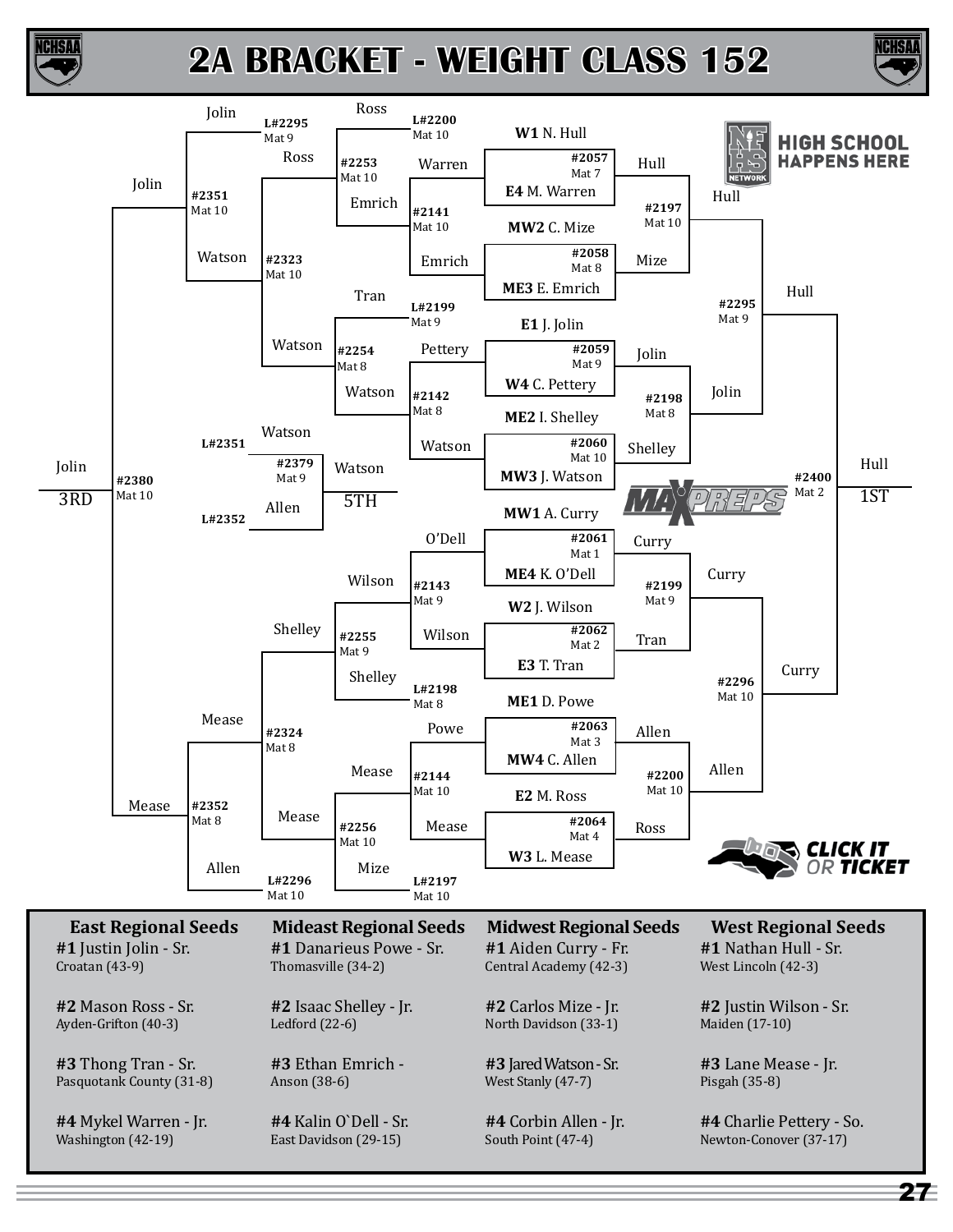# 2A BRACKET - WEIGHT CLASS 152

**W1** N. Hull
**#2057** Mat 7
**E4** M. Warren

**MW2** C. Mize
**#2058** Mat 8
**ME3** E. Emrich

**E1** J. Jolin
**#2059** Mat 9
**W4** C. Pettery

**ME2** I. Shelley
**#2060** Mat 10
**MW3** J. Watson

**MW1** A. Curry
**#2061** Mat 1
**ME4** K. O'Dell

**W2** J. Wilson
**#2062** Mat 2
**E3** T. Tran

**ME1** D. Powe
**#2063** Mat 3
**MW4** C. Allen

**E2** M. Ross
**#2064** Mat 4
**W3** L. Mease

Hull
**#2197** Mat 10
Mize

Jolin
**#2198** Mat 8
Shelley

Curry
**#2199** Mat 9
Tran

Allen
**#2200** Mat 10
Ross

Hull
**#2295** Mat 9
Jolin

Curry
**#2296** Mat 10
Allen

Hull
**#2400** Mat 2
Curry

Hull
1ST

Ross
**L#2200** Mat 10
Warren
**#2141** Mat 10
Emrich

Emrich
**#2253** Mat 10
Ross

Tran
**L#2199** Mat 9
Pettery
**#2142** Mat 8
Watson

Watson
**#2254** Mat 8
Watson

O'Dell
**#2143** Mat 9
Wilson

Wilson
**#2255** Mat 9
Shelley
**L#2198** Mat 8

Powe
**#2144** Mat 10
Mease

Mease
**#2256** Mat 10
Mize
**L#2197** Mat 10

Ross
**#2323** Mat 10
Watson

Shelley
**#2324** Mat 8
Mease

Jolin
**L#2295** Mat 9
**#2351** Mat 10
Watson

Mease
**#2352** Mat 8
Allen
**L#2296** Mat 10

Jolin
**#2380** Mat 10
Mease

Jolin
3RD

Watson
**L#2351**
**#2379** Mat 9
**L#2352**
Allen

Watson
5TH

| East Regional Seeds | Mideast Regional Seeds | Midwest Regional Seeds | West Regional Seeds |
|---|---|---|---|
| **#1** Justin Jolin - Sr. Croatan (43-9) | **#1** Danarieus Powe - Sr. Thomasville (34-2) | **#1** Aiden Curry - Fr. Central Academy (42-3) | **#1** Nathan Hull - Sr. West Lincoln (42-3) |
| **#2** Mason Ross - Sr. Ayden-Grifton (40-3) | **#2** Isaac Shelley - Jr. Ledford (22-6) | **#2** Carlos Mize - Jr. North Davidson (33-1) | **#2** Justin Wilson - Sr. Maiden (17-10) |
| **#3** Thong Tran - Sr. Pasquotank County (31-8) | **#3** Ethan Emrich - Anson (38-6) | **#3** Jared Watson - Sr. West Stanly (47-7) | **#3** Lane Mease - Jr. Pisgah (35-8) |
| **#4** Mykel Warren - Jr. Washington (42-19) | **#4** Kalin O`Dell - Sr. East Davidson (29-15) | **#4** Corbin Allen - Jr. South Point (47-4) | **#4** Charlie Pettery - So. Newton-Conover (37-17) |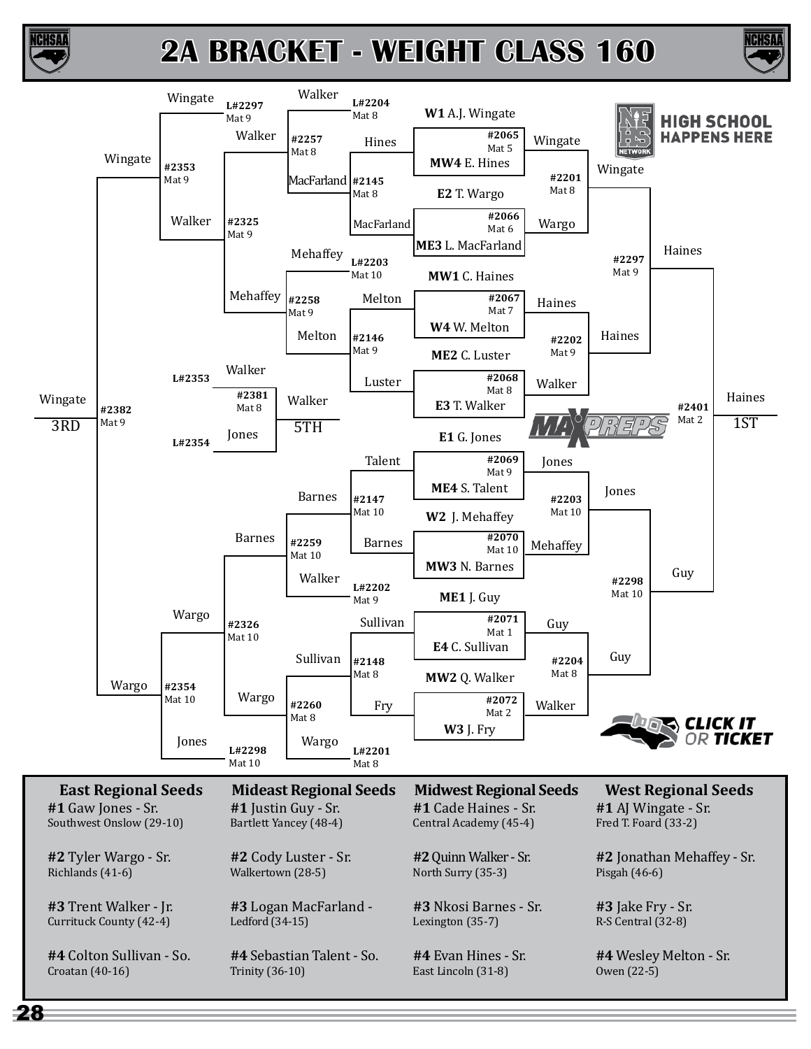# 2A BRACKET - WEIGHT CLASS 160

W1 A.J. Wingate
#2065 Mat 5
MW4 E. Hines

E2 T. Wargo
#2066 Mat 6
ME3 L. MacFarland

MW1 C. Haines
#2067 Mat 7
W4 W. Melton

ME2 C. Luster
#2068 Mat 8
E3 T. Walker

E1 G. Jones
#2069 Mat 9
ME4 S. Talent

W2 J. Mehaffey
#2070 Mat 10
MW3 N. Barnes

ME1 J. Guy
#2071 Mat 1
E4 C. Sullivan

MW2 Q. Walker
#2072 Mat 2
W3 J. Fry

#2201 Mat 8: Wingate, Wargo → Wingate
#2202 Mat 9: Haines, Walker → Haines
#2203 Mat 10: Jones, Mehaffey → Jones
#2204 Mat 8: Guy, Walker → Guy

#2297 Mat 9: Wingate, Haines → Haines
#2298 Mat 10: Jones, Guy → Guy

#2401 Mat 2: Haines, Guy → Haines 1ST

#2145 Mat 8: Hines, MacFarland → MacFarland
#2146 Mat 9: Melton, Luster → Melton
#2147 Mat 10: Talent, Barnes → Barnes
#2148 Mat 8: Sullivan, Fry → Sullivan

#2257 Mat 8: Walker (L#2204 Mat 8), MacFarland → Walker
#2258 Mat 9: Mehaffey (L#2203 Mat 10), Melton → Mehaffey
#2259 Mat 10: Barnes, Walker (L#2202 Mat 9) → Barnes
#2260 Mat 8: Sullivan, Wargo (L#2201 Mat 8) → Wargo

#2325 Mat 9: Walker, Mehaffey → Walker
#2326 Mat 10: Barnes, Wargo → Wargo

#2353 Mat 9: Wingate (L#2297 Mat 9), Walker → Wingate
#2354 Mat 10: Wargo, Jones (L#2298 Mat 10) → Wargo

#2382 Mat 9: Wingate, Wargo → Wingate 3RD

#2381 Mat 8: Walker (L#2353), Jones (L#2354) → Walker 5TH

| East Regional Seeds | Mideast Regional Seeds | Midwest Regional Seeds | West Regional Seeds |
|---|---|---|---|
| **#1** Gaw Jones - Sr. Southwest Onslow (29-10) | **#1** Justin Guy - Sr. Bartlett Yancey (48-4) | **#1** Cade Haines - Sr. Central Academy (45-4) | **#1** AJ Wingate - Sr. Fred T. Foard (33-2) |
| **#2** Tyler Wargo - Sr. Richlands (41-6) | **#2** Cody Luster - Sr. Walkertown (28-5) | **#2** Quinn Walker - Sr. North Surry (35-3) | **#2** Jonathan Mehaffey - Sr. Pisgah (46-6) |
| **#3** Trent Walker - Jr. Currituck County (42-4) | **#3** Logan MacFarland - Ledford (34-15) | **#3** Nkosi Barnes - Sr. Lexington (35-7) | **#3** Jake Fry - Sr. R-S Central (32-8) |
| **#4** Colton Sullivan - So. Croatan (40-16) | **#4** Sebastian Talent - So. Trinity (36-10) | **#4** Evan Hines - Sr. East Lincoln (31-8) | **#4** Wesley Melton - Sr. Owen (22-5) |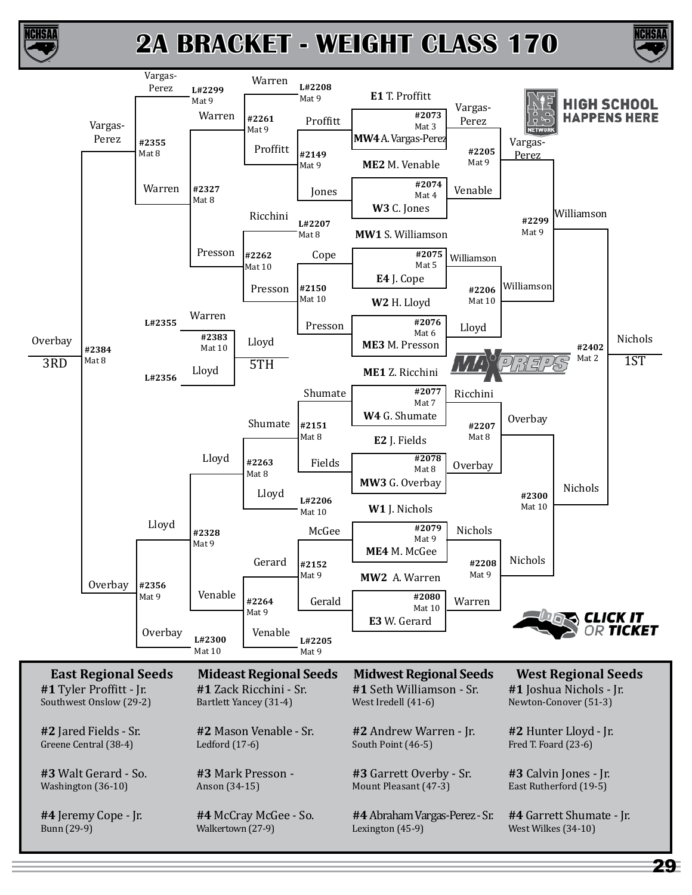# 2A BRACKET - WEIGHT CLASS 170

E1 T. Proffitt
#2073 Mat 3
MW4 A. Vargas-Perez

ME2 M. Venable
#2074 Mat 4
W3 C. Jones

MW1 S. Williamson
#2075 Mat 5
E4 J. Cope

W2 H. Lloyd
#2076 Mat 6
ME3 M. Presson

ME1 Z. Ricchini
#2077 Mat 7
W4 G. Shumate

E2 J. Fields
#2078 Mat 8
MW3 G. Overbay

W1 J. Nichols
#2079 Mat 9
ME4 M. McGee

MW2 A. Warren
#2080 Mat 10
E3 W. Gerard

Vargas-Perez
Venable
#2205 Mat 9
Vargas-Perez

Williamson
Lloyd
#2206 Mat 10
Williamson

#2299 Mat 9
Williamson

Ricchini
Overbay
#2207 Mat 8
Overbay

Nichols
Warren
#2208 Mat 9
Nichols

#2300 Mat 10
Nichols

#2402 Mat 2
Nichols
1ST

Warren
L#2208 Mat 9
Proffitt
Jones
#2149 Mat 9
Proffitt
#2261 Mat 9
Warren

Ricchini
L#2207 Mat 8
Cope
Presson
#2150 Mat 10
Presson
#2262 Mat 10
Presson

Vargas-Perez
L#2299 Mat 9
Warren
#2327 Mat 8
Warren

#2355 Mat 8
Vargas-Perez

Shumate
Fields
#2151 Mat 8
Shumate
Lloyd
L#2206 Mat 10
#2263 Mat 8
Lloyd

McGee
Gerald
#2152 Mat 9
Gerard
Venable
L#2205 Mat 9
#2264 Mat 9
Venable

#2328 Mat 9
Lloyd
Overbay
L#2300 Mat 10
#2356 Mat 9
Overbay

#2384 Mat 8
Overbay
3RD

L#2355
Warren
#2383 Mat 10
L#2356
Lloyd
Lloyd
5TH

| East Regional Seeds | Mideast Regional Seeds | Midwest Regional Seeds | West Regional Seeds |
|---|---|---|---|
| **#1** Tyler Proffitt - Jr. Southwest Onslow (29-2) | **#1** Zack Ricchini - Sr. Bartlett Yancey (31-4) | **#1** Seth Williamson - Sr. West Iredell (41-6) | **#1** Joshua Nichols - Jr. Newton-Conover (51-3) |
| **#2** Jared Fields - Sr. Greene Central (38-4) | **#2** Mason Venable - Sr. Ledford (17-6) | **#2** Andrew Warren - Jr. South Point (46-5) | **#2** Hunter Lloyd - Jr. Fred T. Foard (23-6) |
| **#3** Walt Gerard - So. Washington (36-10) | **#3** Mark Presson - Anson (34-15) | **#3** Garrett Overbay - Sr. Mount Pleasant (47-3) | **#3** Calvin Jones - Jr. East Rutherford (19-5) |
| **#4** Jeremy Cope - Jr. Bunn (29-9) | **#4** McCray McGee - So. Walkertown (27-9) | **#4** Abraham Vargas-Perez - Sr. Lexington (45-9) | **#4** Garrett Shumate - Jr. West Wilkes (34-10) |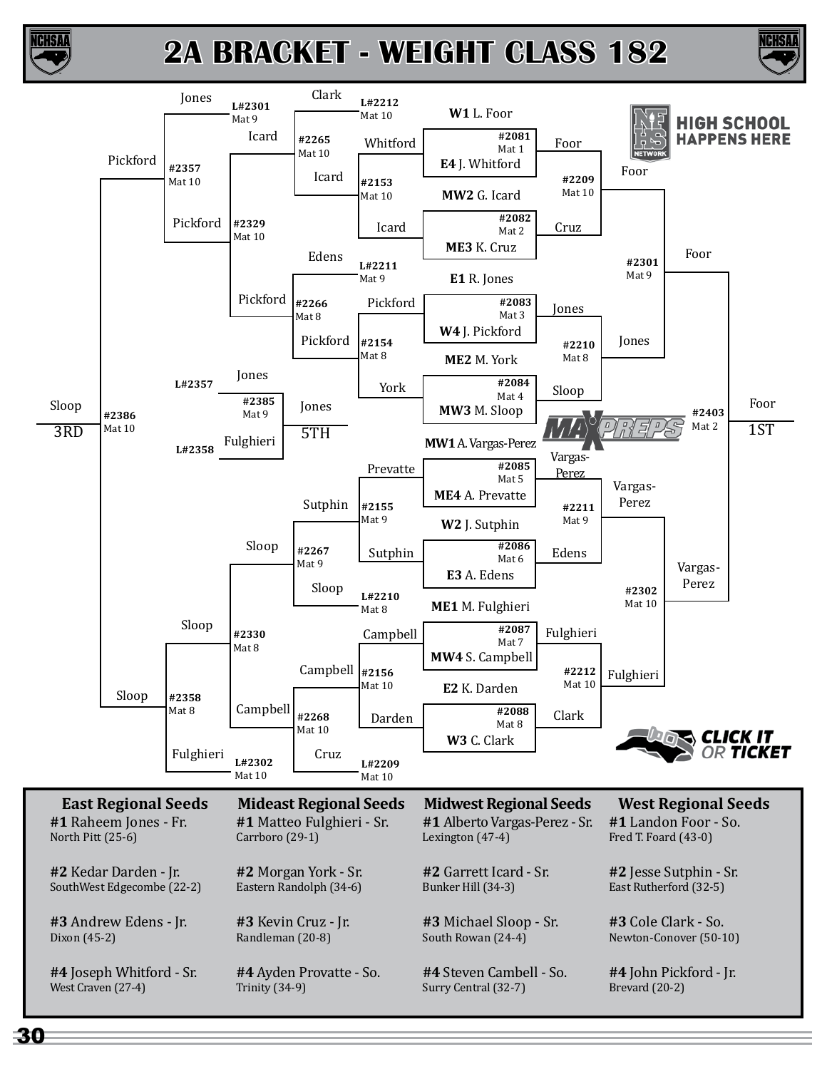# 2A BRACKET - WEIGHT CLASS 182

W1 L. Foor
#2081 Mat 1
E4 J. Whitford

MW2 G. Icard
#2082 Mat 2
ME3 K. Cruz

E1 R. Jones
#2083 Mat 3
W4 J. Pickford

ME2 M. York
#2084 Mat 4
MW3 M. Sloop

MW1 A. Vargas-Perez
#2085 Mat 5
ME4 A. Prevatte

W2 J. Sutphin
#2086 Mat 6
E3 A. Edens

ME1 M. Fulghieri
#2087 Mat 7
MW4 S. Campbell

E2 K. Darden
#2088 Mat 8
W3 C. Clark

Foor
#2209 Mat 10
Cruz

Jones
#2210 Mat 8
Sloop

Vargas-Perez
#2211 Mat 9
Edens

Fulghieri
#2212 Mat 10
Clark

Foor
#2301 Mat 9
Jones

Vargas-Perez
#2302 Mat 10
Fulghieri

Foor
#2403 Mat 2
Vargas-Perez

Foor 1ST

Clark
L#2212 Mat 10

Whitford
#2153 Mat 10
Icard

Icard
#2265 Mat 10
Icard

Edens
L#2211 Mat 9

Pickford
#2154 Mat 8
York

Pickford
#2266 Mat 8
Pickford

Icard
#2329 Mat 10
Pickford

Jones
L#2301 Mat 9

Pickford
#2357 Mat 10
Pickford

Prevatte
#2155 Mat 9
Sutphin

Sutphin
#2267 Mat 9
Sloop
L#2210 Mat 8

Campbell
#2156 Mat 10
Darden

Campbell
#2268 Mat 10
Cruz
L#2209 Mat 10

Sloop
#2330 Mat 8
Campbell

Sloop
#2358 Mat 8
Fulghieri
L#2302 Mat 10

Pickford
#2386 Mat 10
Sloop

Sloop 3RD

L#2357 Jones
#2385 Mat 9
L#2358 Fulghieri

Jones 5TH

| East Regional Seeds | Mideast Regional Seeds | Midwest Regional Seeds | West Regional Seeds |
|---|---|---|---|
| **#1** Raheem Jones - Fr. North Pitt (25-6) | **#1** Matteo Fulghieri - Sr. Carrboro (29-1) | **#1** Alberto Vargas-Perez - Sr. Lexington (47-4) | **#1** Landon Foor - So. Fred T. Foard (43-0) |
| **#2** Kedar Darden - Jr. SouthWest Edgecombe (22-2) | **#2** Morgan York - Sr. Eastern Randolph (34-6) | **#2** Garrett Icard - Sr. Bunker Hill (34-3) | **#2** Jesse Sutphin - Sr. East Rutherford (32-5) |
| **#3** Andrew Edens - Jr. Dixon (45-2) | **#3** Kevin Cruz - Jr. Randleman (20-8) | **#3** Michael Sloop - Sr. South Rowan (24-4) | **#3** Cole Clark - So. Newton-Conover (50-10) |
| **#4** Joseph Whitford - Sr. West Craven (27-4) | **#4** Ayden Provatte - So. Trinity (34-9) | **#4** Steven Cambell - So. Surry Central (32-7) | **#4** John Pickford - Jr. Brevard (20-2) |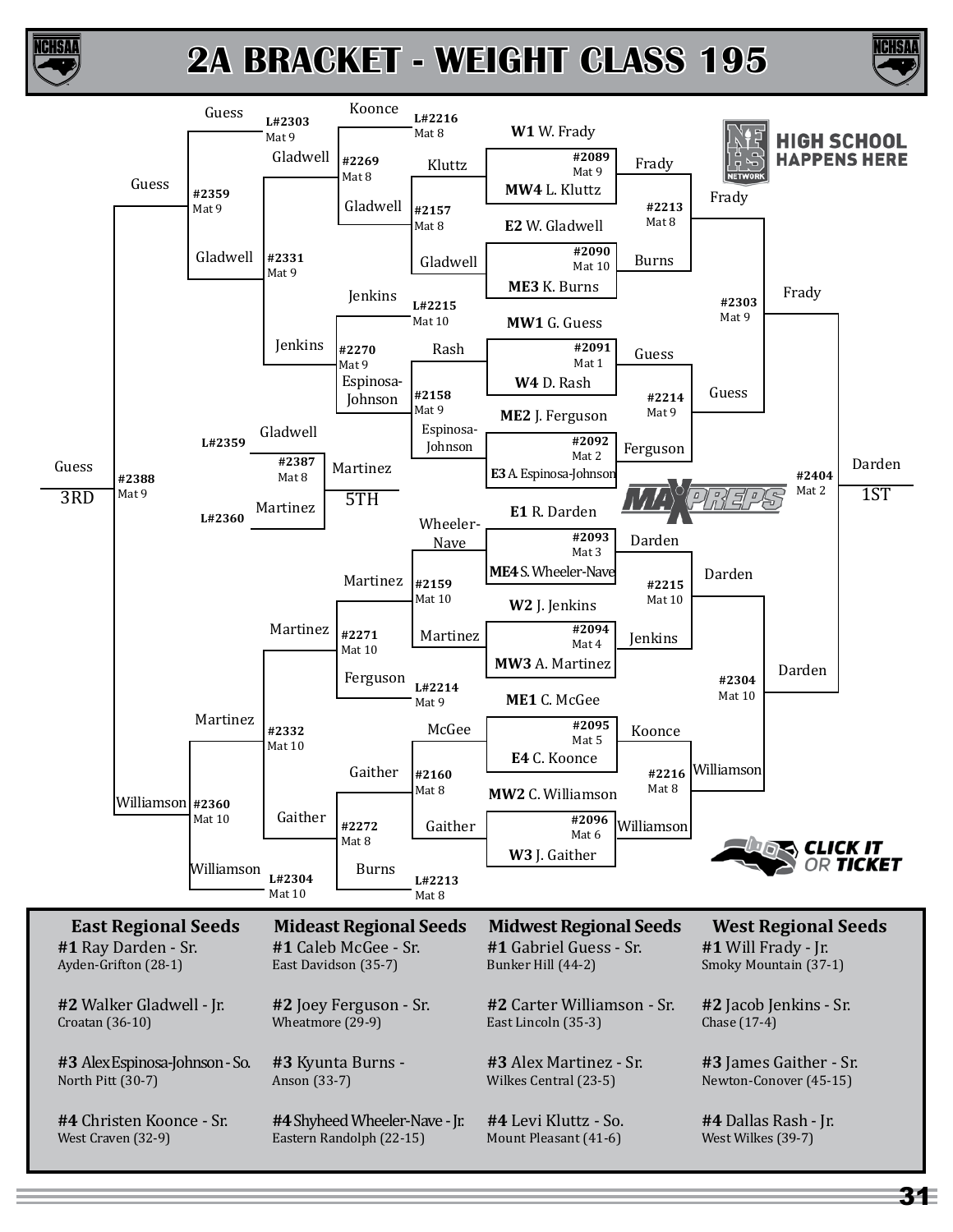# 2A BRACKET - WEIGHT CLASS 195

## Championship Bracket

**First Round**

| Bout | Mat | Wrestler | Wrestler | Winner |
|---|---|---|---|---|
| #2089 | Mat 9 | W1 W. Frady | MW4 L. Kluttz | Frady |
| #2090 | Mat 10 | E2 W. Gladwell | ME3 K. Burns | Burns |
| #2091 | Mat 1 | MW1 G. Guess | W4 D. Rash | Guess |
| #2092 | Mat 2 | ME2 J. Ferguson | E3 A. Espinosa-Johnson | Ferguson |
| #2093 | Mat 3 | E1 R. Darden | ME4 S. Wheeler-Nave | Darden |
| #2094 | Mat 4 | W2 J. Jenkins | MW3 A. Martinez | Jenkins |
| #2095 | Mat 5 | ME1 C. McGee | E4 C. Koonce | Koonce |
| #2096 | Mat 6 | MW2 C. Williamson | W3 J. Gaither | Williamson |

**Quarterfinals**

| Bout | Mat | Wrestler | Wrestler | Winner |
|---|---|---|---|---|
| #2213 | Mat 8 | Frady | Burns | Frady |
| #2214 | Mat 9 | Guess | Ferguson | Guess |
| #2215 | Mat 10 | Darden | Jenkins | Darden |
| #2216 | Mat 8 | Koonce | Williamson | Williamson |

**Semifinals**

| Bout | Mat | Wrestler | Wrestler | Winner |
|---|---|---|---|---|
| #2303 | Mat 9 | Frady | Guess | Frady |
| #2304 | Mat 10 | Darden | Williamson | Darden |

**Final**

| Bout | Mat | Wrestler | Wrestler | Winner |
|---|---|---|---|---|
| #2404 | Mat 2 | Frady | Darden | Darden — 1ST |

## Consolation Bracket

| Bout | Mat | Wrestler | Wrestler | Winner |
|---|---|---|---|---|
| #2157 | Mat 8 | Kluttz | Gladwell | Gladwell |
| #2158 | Mat 9 | Rash | Espinosa-Johnson | Espinosa-Johnson |
| #2159 | Mat 10 | Wheeler-Nave | Martinez | Martinez |
| #2160 | Mat 8 | McGee | Gaither | Gaither |
| #2269 | Mat 8 | Koonce (L#2216) | Gladwell | Gladwell |
| #2270 | Mat 9 | Jenkins (L#2215) | Espinosa-Johnson | Jenkins |
| #2271 | Mat 10 | Martinez | Ferguson (L#2214) | Martinez |
| #2272 | Mat 8 | Gaither | Burns (L#2213) | Gaither |
| #2331 | Mat 9 | Gladwell | Jenkins | Gladwell |
| #2332 | Mat 10 | Martinez | Gaither | Martinez |
| #2359 | Mat 9 | Guess (L#2303) | Gladwell | Guess |
| #2360 | Mat 10 | Martinez | Williamson (L#2304) | Williamson |
| #2387 | Mat 8 | Gladwell (L#2359) | Martinez (L#2360) | Martinez — 5TH |
| #2388 | Mat 9 | Guess | Williamson | Guess — 3RD |

## Regional Seeds

**East Regional Seeds**
- **#1** Ray Darden - Sr. — Ayden-Grifton (28-1)
- **#2** Walker Gladwell - Jr. — Croatan (36-10)
- **#3** Alex Espinosa-Johnson - So. — North Pitt (30-7)
- **#4** Christen Koonce - Sr. — West Craven (32-9)

**Mideast Regional Seeds**
- **#1** Caleb McGee - Sr. — East Davidson (35-7)
- **#2** Joey Ferguson - Sr. — Wheatmore (29-9)
- **#3** Kyunta Burns - — Anson (33-7)
- **#4** Shyheed Wheeler-Nave - Jr. — Eastern Randolph (22-15)

**Midwest Regional Seeds**
- **#1** Gabriel Guess - Sr. — Bunker Hill (44-2)
- **#2** Carter Williamson - Sr. — East Lincoln (35-3)
- **#3** Alex Martinez - Sr. — Wilkes Central (23-5)
- **#4** Levi Kluttz - So. — Mount Pleasant (41-6)

**West Regional Seeds**
- **#1** Will Frady - Jr. — Smoky Mountain (37-1)
- **#2** Jacob Jenkins - Sr. — Chase (17-4)
- **#3** James Gaither - Sr. — Newton-Conover (45-15)
- **#4** Dallas Rash - Jr. — West Wilkes (39-7)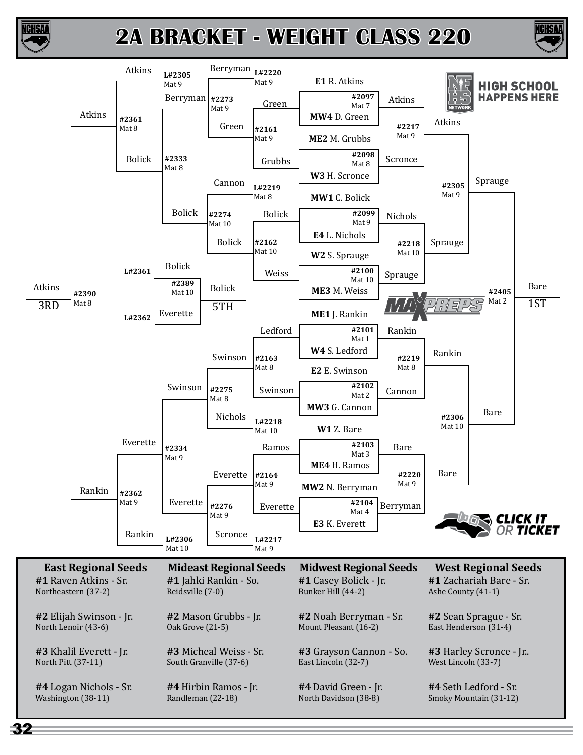# 2A BRACKET - WEIGHT CLASS 220

HIGH SCHOOL HAPPENS HERE

**Championship Bracket – First Round**

- #2097 Mat 7: E1 R. Atkins vs. MW4 D. Green — Atkins
- #2098 Mat 8: ME2 M. Grubbs vs. W3 H. Scronce — Scronce
- #2099 Mat 9: MW1 C. Bolick vs. E4 L. Nichols — Nichols
- #2100 Mat 10: W2 S. Sprauge vs. ME3 M. Weiss — Sprauge
- #2101 Mat 1: ME1 J. Rankin vs. W4 S. Ledford — Rankin
- #2102 Mat 2: E2 E. Swinson vs. MW3 G. Cannon — Cannon
- #2103 Mat 3: W1 Z. Bare vs. ME4 H. Ramos — Bare
- #2104 Mat 4: MW2 N. Berryman vs. E3 K. Everett — Berryman

**Quarterfinals**

- #2217 Mat 9: Atkins vs. Scronce — Atkins
- #2218 Mat 10: Nichols vs. Sprauge — Sprauge
- #2219 Mat 8: Rankin vs. Cannon — Rankin
- #2220 Mat 9: Bare vs. Berryman — Bare

**Semifinals**

- #2305 Mat 9: Atkins vs. Sprauge — Sprauge
- #2306 Mat 10: Rankin vs. Bare — Bare

**Final**

- #2405 Mat 2: Sprauge vs. Bare — Bare **1ST**

**Consolation Bracket**

- #2161 Mat 9: Green vs. Grubbs — Green
- #2162 Mat 10: Bolick vs. Weiss — Bolick
- #2163 Mat 8: Ledford vs. Swinson — Swinson
- #2164 Mat 9: Ramos vs. Everette — Everette
- #2273 Mat 9: Berryman (L#2220) vs. Green — Berryman
- #2274 Mat 10: Cannon (L#2219) vs. Bolick — Bolick
- #2275 Mat 8: Swinson vs. Nichols (L#2218) — Swinson
- #2276 Mat 9: Everette vs. Scronce (L#2217) — Everette
- #2333 Mat 8: Berryman vs. Bolick — Bolick
- #2334 Mat 9: Swinson vs. Everette — Everette
- #2361 Mat 8: Atkins (L#2305) vs. Bolick — Atkins
- #2362 Mat 9: Everette vs. Rankin (L#2306) — Rankin
- #2390 Mat 8: Atkins vs. Rankin — Atkins **3RD**
- #2389 Mat 10: Bolick (L#2361) vs. Everette (L#2362) — Bolick **5TH**

| East Regional Seeds | Mideast Regional Seeds | Midwest Regional Seeds | West Regional Seeds |
|---|---|---|---|
| **#1** Raven Atkins - Sr. Northeastern (37-2) | **#1** Jahki Rankin - So. Reidsville (7-0) | **#1** Casey Bolick - Jr. Bunker Hill (44-2) | **#1** Zachariah Bare - Sr. Ashe County (41-1) |
| **#2** Elijah Swinson - Jr. North Lenoir (43-6) | **#2** Mason Grubbs - Jr. Oak Grove (21-5) | **#2** Noah Berryman - Sr. Mount Pleasant (16-2) | **#2** Sean Sprague - Sr. East Henderson (31-4) |
| **#3** Khalil Everett - Jr. North Pitt (37-11) | **#3** Micheal Weiss - Sr. South Granville (37-6) | **#3** Grayson Cannon - So. East Lincoln (32-7) | **#3** Harley Scronce - Jr.. West Lincoln (33-7) |
| **#4** Logan Nichols - Sr. Washington (38-11) | **#4** Hirbin Ramos - Jr. Randleman (22-18) | **#4** David Green - Jr. North Davidson (38-8) | **#4** Seth Ledford - Sr. Smoky Mountain (31-12) |

CLICK IT OR TICKET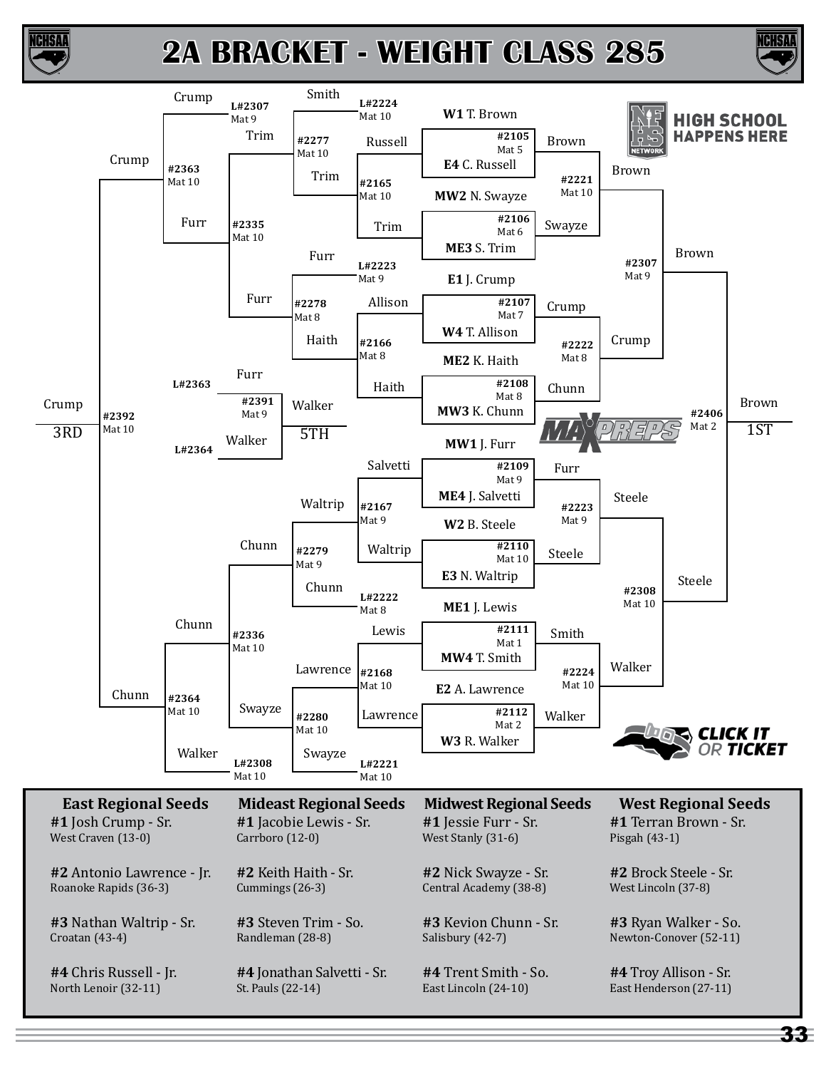# 2A BRACKET - WEIGHT CLASS 285

W1 T. Brown
#2105 Mat 5
E4 C. Russell

MW2 N. Swayze
#2106 Mat 6
ME3 S. Trim

E1 J. Crump
#2107 Mat 7
W4 T. Allison

ME2 K. Haith
#2108 Mat 8
MW3 K. Chunn

MW1 J. Furr
#2109 Mat 9
ME4 J. Salvetti

W2 B. Steele
#2110 Mat 10
E3 N. Waltrip

ME1 J. Lewis
#2111 Mat 1
MW4 T. Smith

E2 A. Lawrence
#2112 Mat 2
W3 R. Walker

Brown
#2221 Mat 10
Swayze

Crump
#2222 Mat 8
Chunn

Furr
#2223 Mat 9
Steele

Smith
#2224 Mat 10
Walker

Brown
#2307 Mat 9
Crump

Steele
#2308 Mat 10
Walker

Brown
#2406 Mat 2
Steele

Brown
1ST

Russell
#2165 Mat 10
Trim

Allison
#2166 Mat 8
Haith

Salvetti
#2167 Mat 9
Waltrip

Lewis
#2168 Mat 10
Lawrence

Smith
L#2224 Mat 10
Trim
#2277 Mat 10
Trim

Furr
L#2223 Mat 9
Haith
#2278 Mat 8
Furr

Waltrip
#2279 Mat 9
Chunn
L#2222 Mat 8
Chunn

Lawrence
#2280 Mat 10
Swayze
L#2221 Mat 10
Swayze

Crump
L#2307 Mat 9
Trim
#2335 Mat 10
Furr

Chunn
#2336 Mat 10
Swayze

Crump
#2363 Mat 10
Furr

Chunn
#2364 Mat 10
Walker
L#2308 Mat 10

L#2363 Furr
#2391 Mat 9
L#2364 Walker

Walker
5TH

Crump
#2392 Mat 10
Chunn

Crump
3RD

| East Regional Seeds | Mideast Regional Seeds | Midwest Regional Seeds | West Regional Seeds |
|---|---|---|---|
| **#1** Josh Crump - Sr.<br>West Craven (13-0) | **#1** Jacobie Lewis - Sr.<br>Carrboro (12-0) | **#1** Jessie Furr - Sr.<br>West Stanly (31-6) | **#1** Terran Brown - Sr.<br>Pisgah (43-1) |
| **#2** Antonio Lawrence - Jr.<br>Roanoke Rapids (36-3) | **#2** Keith Haith - Sr.<br>Cummings (26-3) | **#2** Nick Swayze - Sr.<br>Central Academy (38-8) | **#2** Brock Steele - Sr.<br>West Lincoln (37-8) |
| **#3** Nathan Waltrip - Sr.<br>Croatan (43-4) | **#3** Steven Trim - So.<br>Randleman (28-8) | **#3** Kevion Chunn - Sr.<br>Salisbury (42-7) | **#3** Ryan Walker - So.<br>Newton-Conover (52-11) |
| **#4** Chris Russell - Jr.<br>North Lenoir (32-11) | **#4** Jonathan Salvetti - Sr.<br>St. Pauls (22-14) | **#4** Trent Smith - So.<br>East Lincoln (24-10) | **#4** Troy Allison - Sr.<br>East Henderson (27-11) |